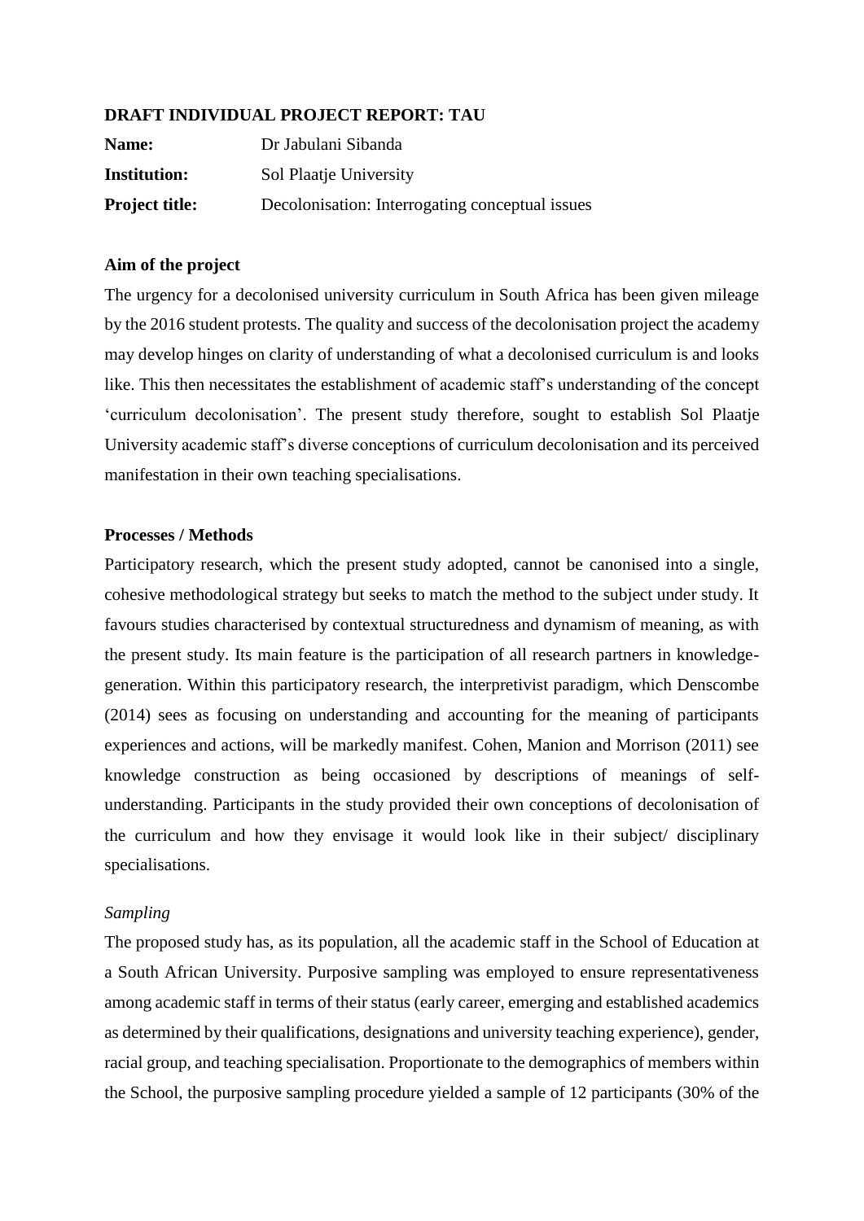**DRAFT INDIVIDUAL PROJECT REPORT: TAU**

**Name:** Dr Jabulani Sibanda

**Institution:** Sol Plaatje University

**Project title:** Decolonisation: Interrogating conceptual issues

**Aim of the project**

The urgency for a decolonised university curriculum in South Africa has been given mileage by the 2016 student protests. The quality and success of the decolonisation project the academy may develop hinges on clarity of understanding of what a decolonised curriculum is and looks like. This then necessitates the establishment of academic staff's understanding of the concept 'curriculum decolonisation'. The present study therefore, sought to establish Sol Plaatje University academic staff's diverse conceptions of curriculum decolonisation and its perceived manifestation in their own teaching specialisations.

**Processes / Methods**

Participatory research, which the present study adopted, cannot be canonised into a single, cohesive methodological strategy but seeks to match the method to the subject under study. It favours studies characterised by contextual structuredness and dynamism of meaning, as with the present study. Its main feature is the participation of all research partners in knowledge-generation. Within this participatory research, the interpretivist paradigm, which Denscombe (2014) sees as focusing on understanding and accounting for the meaning of participants experiences and actions, will be markedly manifest. Cohen, Manion and Morrison (2011) see knowledge construction as being occasioned by descriptions of meanings of self-understanding. Participants in the study provided their own conceptions of decolonisation of the curriculum and how they envisage it would look like in their subject/ disciplinary specialisations.

*Sampling*

The proposed study has, as its population, all the academic staff in the School of Education at a South African University. Purposive sampling was employed to ensure representativeness among academic staff in terms of their status (early career, emerging and established academics as determined by their qualifications, designations and university teaching experience), gender, racial group, and teaching specialisation. Proportionate to the demographics of members within the School, the purposive sampling procedure yielded a sample of 12 participants (30% of the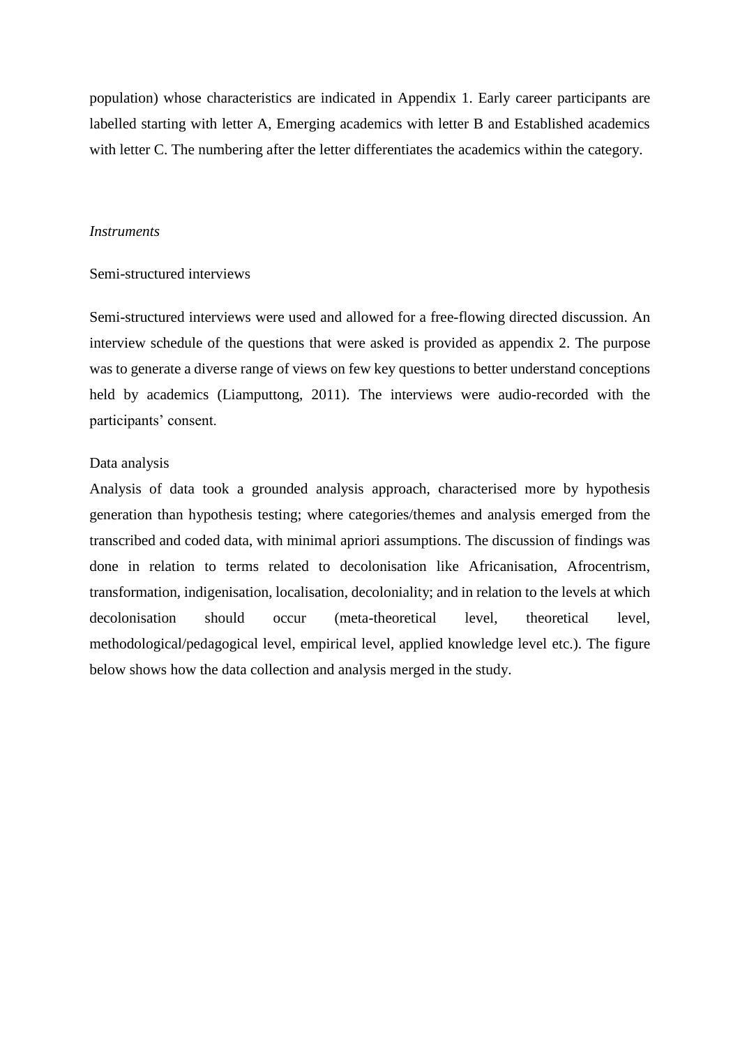population) whose characteristics are indicated in Appendix 1. Early career participants are labelled starting with letter A, Emerging academics with letter B and Established academics with letter C. The numbering after the letter differentiates the academics within the category.

*Instruments*

Semi-structured interviews

Semi-structured interviews were used and allowed for a free-flowing directed discussion. An interview schedule of the questions that were asked is provided as appendix 2. The purpose was to generate a diverse range of views on few key questions to better understand conceptions held by academics (Liamputtong, 2011). The interviews were audio-recorded with the participants' consent.

Data analysis

Analysis of data took a grounded analysis approach, characterised more by hypothesis generation than hypothesis testing; where categories/themes and analysis emerged from the transcribed and coded data, with minimal apriori assumptions. The discussion of findings was done in relation to terms related to decolonisation like Africanisation, Afrocentrism, transformation, indigenisation, localisation, decoloniality; and in relation to the levels at which decolonisation should occur (meta-theoretical level, theoretical level, methodological/pedagogical level, empirical level, applied knowledge level etc.). The figure below shows how the data collection and analysis merged in the study.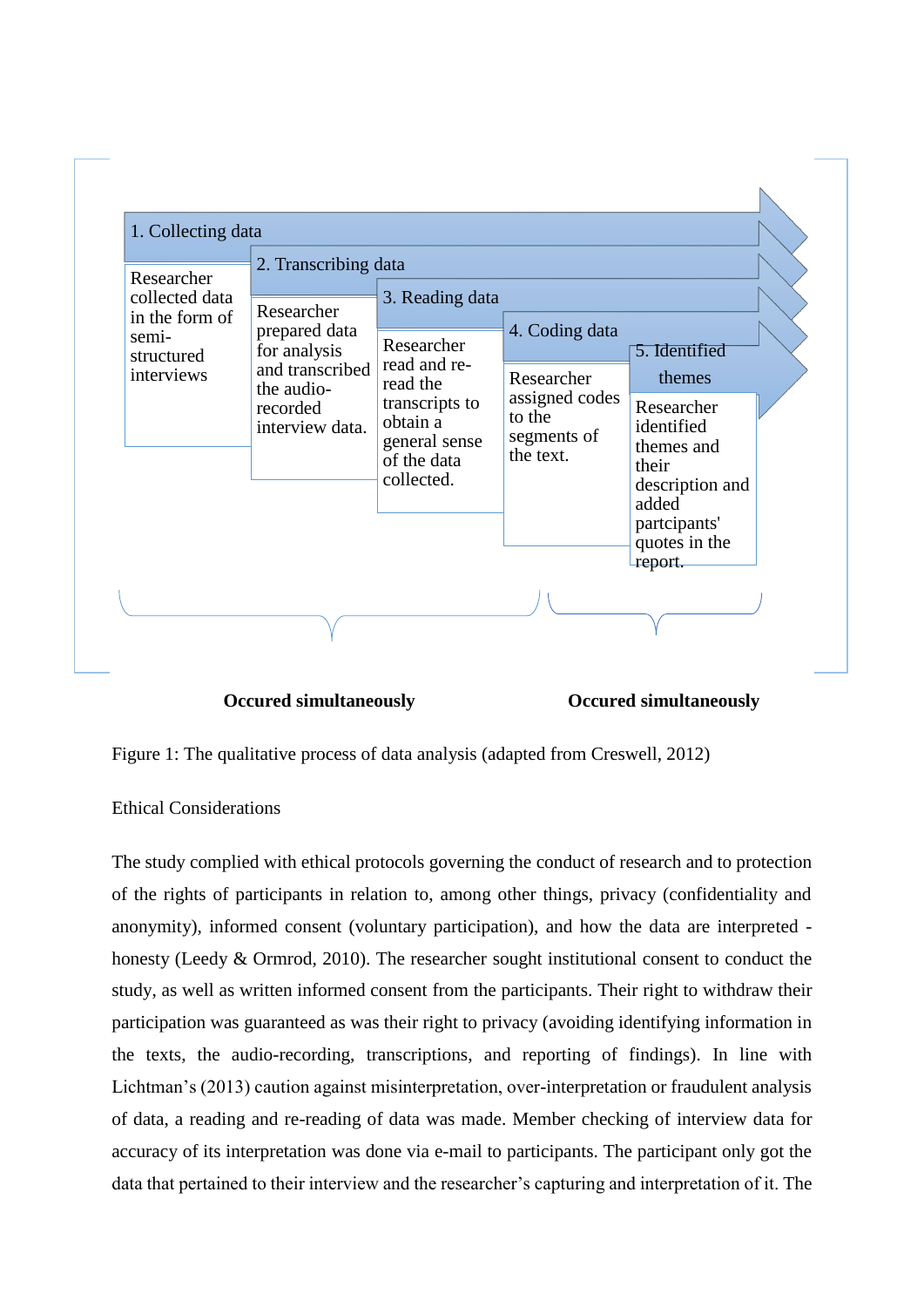1. Collecting data

Researcher collected data in the form of semi-structured interviews

2. Transcribing data

Researcher prepared data for analysis and transcribed the audio-recorded interview data.

3. Reading data

Researcher read and re-read the transcripts to obtain a general sense of the data collected.

4. Coding data

Researcher assigned codes to the segments of the text.

5. Identified themes

Researcher identified themes and their description and added partcipants' quotes in the report.

**Occured simultaneously** **Occured simultaneously**

Figure 1: The qualitative process of data analysis (adapted from Creswell, 2012)

Ethical Considerations

The study complied with ethical protocols governing the conduct of research and to protection of the rights of participants in relation to, among other things, privacy (confidentiality and anonymity), informed consent (voluntary participation), and how the data are interpreted - honesty (Leedy & Ormrod, 2010). The researcher sought institutional consent to conduct the study, as well as written informed consent from the participants. Their right to withdraw their participation was guaranteed as was their right to privacy (avoiding identifying information in the texts, the audio-recording, transcriptions, and reporting of findings). In line with Lichtman's (2013) caution against misinterpretation, over-interpretation or fraudulent analysis of data, a reading and re-reading of data was made. Member checking of interview data for accuracy of its interpretation was done via e-mail to participants. The participant only got the data that pertained to their interview and the researcher's capturing and interpretation of it. The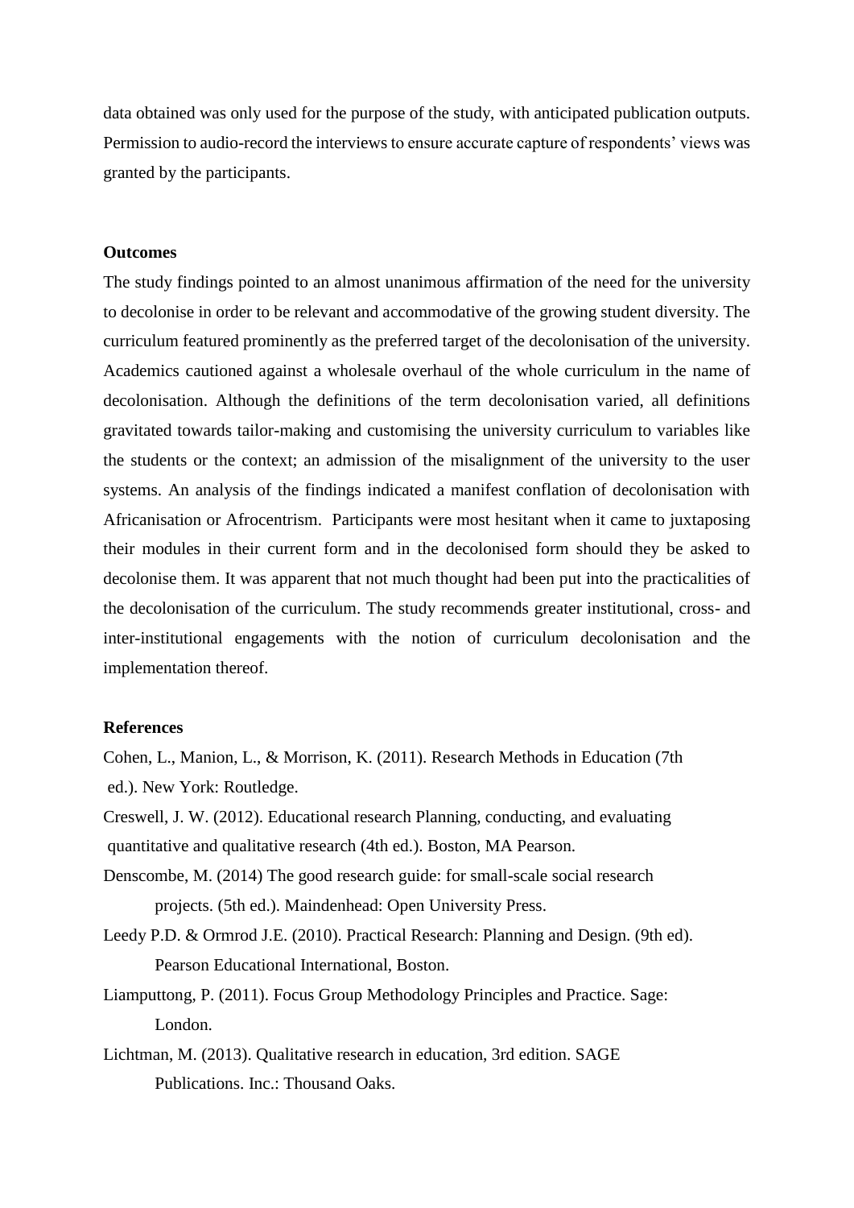data obtained was only used for the purpose of the study, with anticipated publication outputs. Permission to audio-record the interviews to ensure accurate capture of respondents' views was granted by the participants.

**Outcomes**

The study findings pointed to an almost unanimous affirmation of the need for the university to decolonise in order to be relevant and accommodative of the growing student diversity. The curriculum featured prominently as the preferred target of the decolonisation of the university. Academics cautioned against a wholesale overhaul of the whole curriculum in the name of decolonisation. Although the definitions of the term decolonisation varied, all definitions gravitated towards tailor-making and customising the university curriculum to variables like the students or the context; an admission of the misalignment of the university to the user systems. An analysis of the findings indicated a manifest conflation of decolonisation with Africanisation or Afrocentrism. Participants were most hesitant when it came to juxtaposing their modules in their current form and in the decolonised form should they be asked to decolonise them. It was apparent that not much thought had been put into the practicalities of the decolonisation of the curriculum. The study recommends greater institutional, cross- and inter-institutional engagements with the notion of curriculum decolonisation and the implementation thereof.

**References**

Cohen, L., Manion, L., & Morrison, K. (2011). Research Methods in Education (7th ed.). New York: Routledge.

Creswell, J. W. (2012). Educational research Planning, conducting, and evaluating quantitative and qualitative research (4th ed.). Boston, MA Pearson.

Denscombe, M. (2014) The good research guide: for small-scale social research projects. (5th ed.). Maindenhead: Open University Press.

Leedy P.D. & Ormrod J.E. (2010). Practical Research: Planning and Design. (9th ed). Pearson Educational International, Boston.

Liamputtong, P. (2011). Focus Group Methodology Principles and Practice. Sage: London.

Lichtman, M. (2013). Qualitative research in education, 3rd edition. SAGE Publications. Inc.: Thousand Oaks.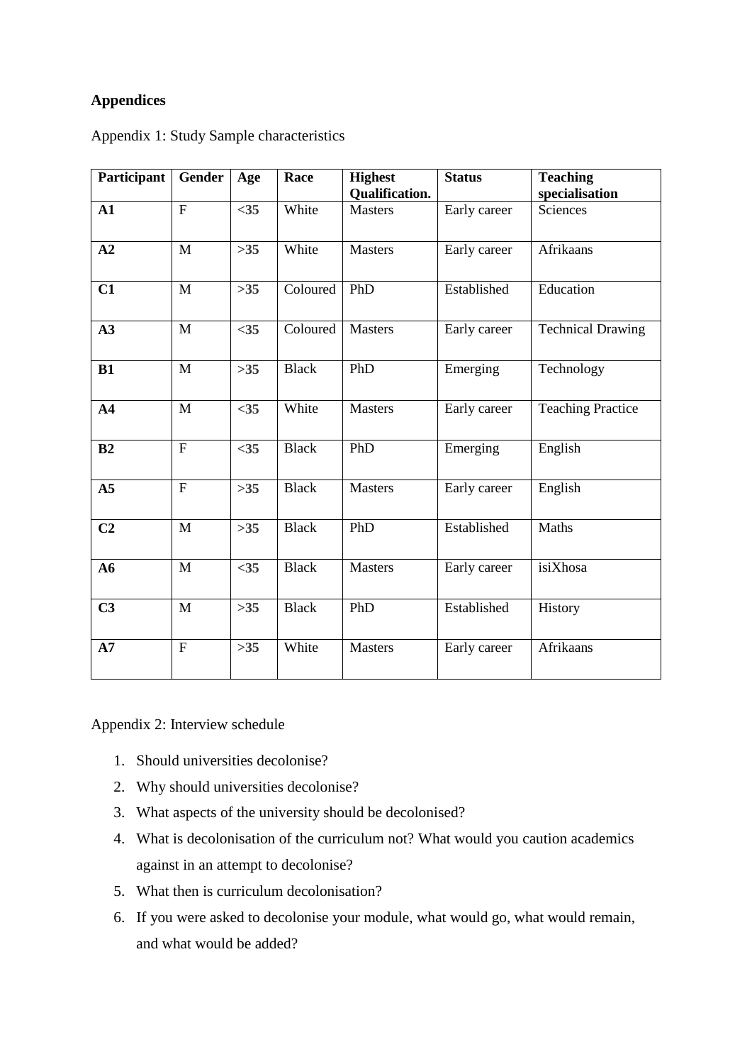**Appendices**

Appendix 1: Study Sample characteristics

| Participant | Gender | Age | Race | Highest Qualification. | Status | Teaching specialisation |
|---|---|---|---|---|---|---|
| **A1** | F | <35 | White | Masters | Early career | Sciences |
| **A2** | M | >35 | White | Masters | Early career | Afrikaans |
| **C1** | M | >35 | Coloured | PhD | Established | Education |
| **A3** | M | <35 | Coloured | Masters | Early career | Technical Drawing |
| **B1** | M | >35 | Black | PhD | Emerging | Technology |
| **A4** | M | <35 | White | Masters | Early career | Teaching Practice |
| **B2** | F | <35 | Black | PhD | Emerging | English |
| **A5** | F | >35 | Black | Masters | Early career | English |
| **C2** | M | >35 | Black | PhD | Established | Maths |
| **A6** | M | <35 | Black | Masters | Early career | isiXhosa |
| **C3** | M | >35 | Black | PhD | Established | History |
| **A7** | F | >35 | White | Masters | Early career | Afrikaans |

Appendix 2: Interview schedule

1. Should universities decolonise?
2. Why should universities decolonise?
3. What aspects of the university should be decolonised?
4. What is decolonisation of the curriculum not? What would you caution academics against in an attempt to decolonise?
5. What then is curriculum decolonisation?
6. If you were asked to decolonise your module, what would go, what would remain, and what would be added?